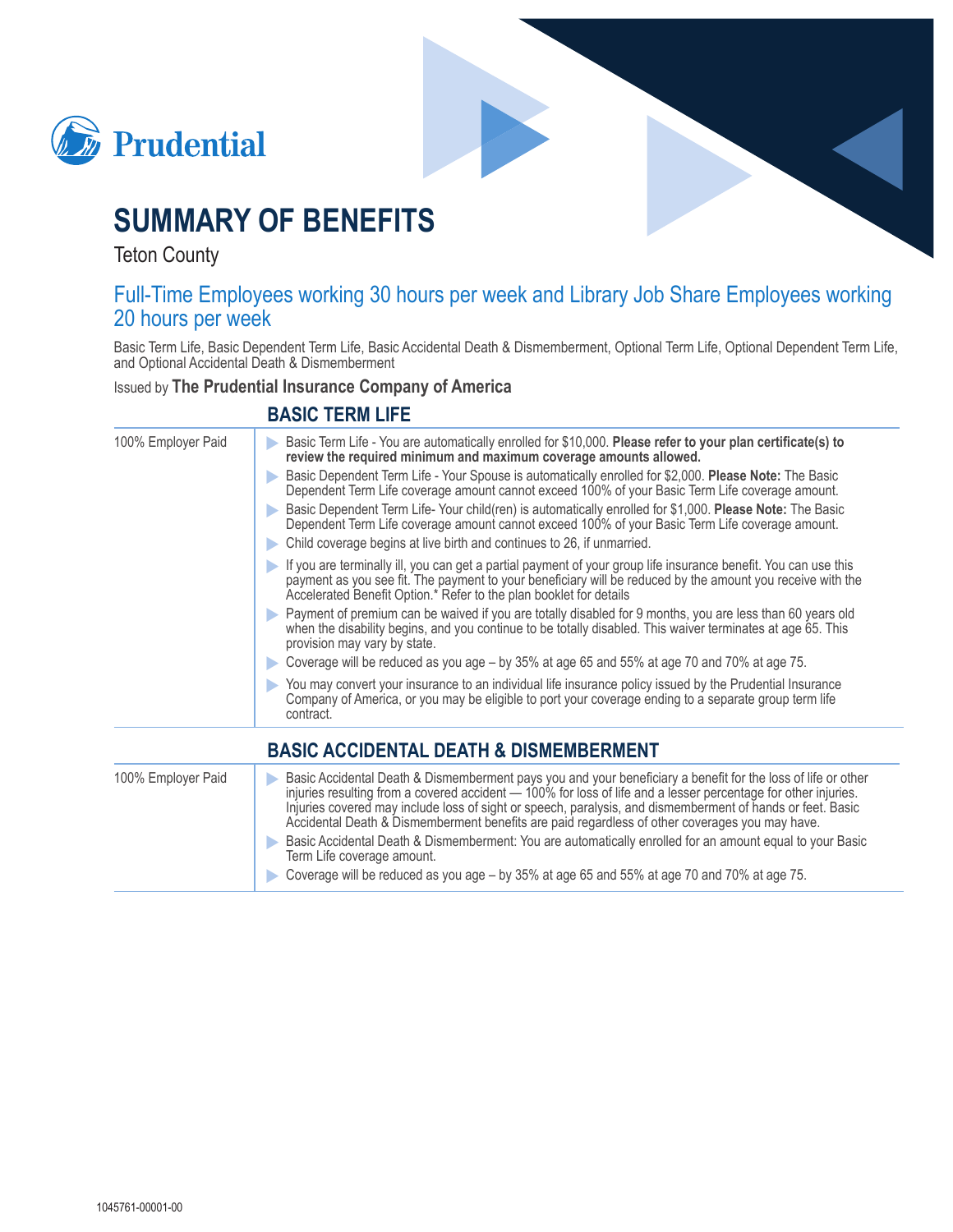Prudential

# SUMMARY OF BENEFITS

Teton County

## Full-Time Employees working 30 hours per week and Library Job Share Employees working 20 hours per week

Basic Term Life, Basic Dependent Term Life, Basic Accidental Death & Dismemberment, Optional Term Life, Optional Dependent Term Life, and Optional Accidental Death & Dismemberment

Issued by **The Prudential Insurance Company of America**

### BASIC TERM LIFE

| | |
|---|---|
| 100% Employer Paid | - Basic Term Life - You are automatically enrolled for $10,000. **Please refer to your plan certificate(s) to review the required minimum and maximum coverage amounts allowed.**<br>- Basic Dependent Term Life - Your Spouse is automatically enrolled for $2,000. **Please Note:** The Basic Dependent Term Life coverage amount cannot exceed 100% of your Basic Term Life coverage amount.<br>- Basic Dependent Term Life- Your child(ren) is automatically enrolled for $1,000. **Please Note:** The Basic Dependent Term Life coverage amount cannot exceed 100% of your Basic Term Life coverage amount.<br>- Child coverage begins at live birth and continues to 26, if unmarried.<br>- If you are terminally ill, you can get a partial payment of your group life insurance benefit. You can use this payment as you see fit. The payment to your beneficiary will be reduced by the amount you receive with the Accelerated Benefit Option.* Refer to the plan booklet for details<br>- Payment of premium can be waived if you are totally disabled for 9 months, you are less than 60 years old when the disability begins, and you continue to be totally disabled. This waiver terminates at age 65. This provision may vary by state.<br>- Coverage will be reduced as you age – by 35% at age 65 and 55% at age 70 and 70% at age 75.<br>- You may convert your insurance to an individual life insurance policy issued by the Prudential Insurance Company of America, or you may be eligible to port your coverage ending to a separate group term life contract. |

### BASIC ACCIDENTAL DEATH & DISMEMBERMENT

| | |
|---|---|
| 100% Employer Paid | - Basic Accidental Death & Dismemberment pays you and your beneficiary a benefit for the loss of life or other injuries resulting from a covered accident — 100% for loss of life and a lesser percentage for other injuries. Injuries covered may include loss of sight or speech, paralysis, and dismemberment of hands or feet. Basic Accidental Death & Dismemberment benefits are paid regardless of other coverages you may have.<br>- Basic Accidental Death & Dismemberment: You are automatically enrolled for an amount equal to your Basic Term Life coverage amount.<br>- Coverage will be reduced as you age – by 35% at age 65 and 55% at age 70 and 70% at age 75. |

1045761-00001-00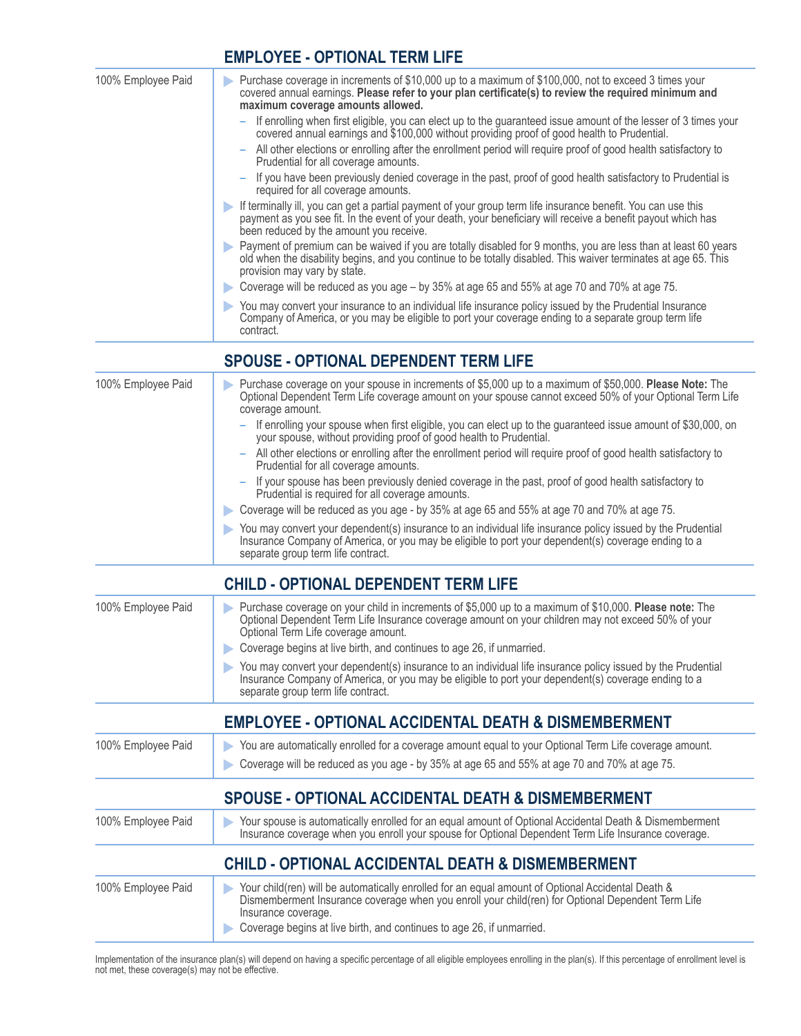## EMPLOYEE - OPTIONAL TERM LIFE

100% Employee Paid

- Purchase coverage in increments of $10,000 up to a maximum of $100,000, not to exceed 3 times your covered annual earnings. **Please refer to your plan certificate(s) to review the required minimum and maximum coverage amounts allowed.**
  - If enrolling when first eligible, you can elect up to the guaranteed issue amount of the lesser of 3 times your covered annual earnings and $100,000 without providing proof of good health to Prudential.
  - All other elections or enrolling after the enrollment period will require proof of good health satisfactory to Prudential for all coverage amounts.
  - If you have been previously denied coverage in the past, proof of good health satisfactory to Prudential is required for all coverage amounts.
- If terminally ill, you can get a partial payment of your group term life insurance benefit. You can use this payment as you see fit. In the event of your death, your beneficiary will receive a benefit payout which has been reduced by the amount you receive.
- Payment of premium can be waived if you are totally disabled for 9 months, you are less than at least 60 years old when the disability begins, and you continue to be totally disabled. This waiver terminates at age 65. This provision may vary by state.
- Coverage will be reduced as you age – by 35% at age 65 and 55% at age 70 and 70% at age 75.
- You may convert your insurance to an individual life insurance policy issued by the Prudential Insurance Company of America, or you may be eligible to port your coverage ending to a separate group term life contract.

## SPOUSE - OPTIONAL DEPENDENT TERM LIFE

100% Employee Paid

- Purchase coverage on your spouse in increments of $5,000 up to a maximum of $50,000. **Please Note:** The Optional Dependent Term Life coverage amount on your spouse cannot exceed 50% of your Optional Term Life coverage amount.
  - If enrolling your spouse when first eligible, you can elect up to the guaranteed issue amount of $30,000, on your spouse, without providing proof of good health to Prudential.
  - All other elections or enrolling after the enrollment period will require proof of good health satisfactory to Prudential for all coverage amounts.
  - If your spouse has been previously denied coverage in the past, proof of good health satisfactory to Prudential is required for all coverage amounts.
- Coverage will be reduced as you age - by 35% at age 65 and 55% at age 70 and 70% at age 75.
- You may convert your dependent(s) insurance to an individual life insurance policy issued by the Prudential Insurance Company of America, or you may be eligible to port your dependent(s) coverage ending to a separate group term life contract.

## CHILD - OPTIONAL DEPENDENT TERM LIFE

100% Employee Paid

- Purchase coverage on your child in increments of $5,000 up to a maximum of $10,000. **Please note:** The Optional Dependent Term Life Insurance coverage amount on your children may not exceed 50% of your Optional Term Life coverage amount.
- Coverage begins at live birth, and continues to age 26, if unmarried.
- You may convert your dependent(s) insurance to an individual life insurance policy issued by the Prudential Insurance Company of America, or you may be eligible to port your dependent(s) coverage ending to a separate group term life contract.

## EMPLOYEE - OPTIONAL ACCIDENTAL DEATH & DISMEMBERMENT

100% Employee Paid

- You are automatically enrolled for a coverage amount equal to your Optional Term Life coverage amount.
- Coverage will be reduced as you age - by 35% at age 65 and 55% at age 70 and 70% at age 75.

## SPOUSE - OPTIONAL ACCIDENTAL DEATH & DISMEMBERMENT

100% Employee Paid

- Your spouse is automatically enrolled for an equal amount of Optional Accidental Death & Dismemberment Insurance coverage when you enroll your spouse for Optional Dependent Term Life Insurance coverage.

## CHILD - OPTIONAL ACCIDENTAL DEATH & DISMEMBERMENT

100% Employee Paid

- Your child(ren) will be automatically enrolled for an equal amount of Optional Accidental Death & Dismemberment Insurance coverage when you enroll your child(ren) for Optional Dependent Term Life Insurance coverage.
- Coverage begins at live birth, and continues to age 26, if unmarried.

Implementation of the insurance plan(s) will depend on having a specific percentage of all eligible employees enrolling in the plan(s). If this percentage of enrollment level is not met, these coverage(s) may not be effective.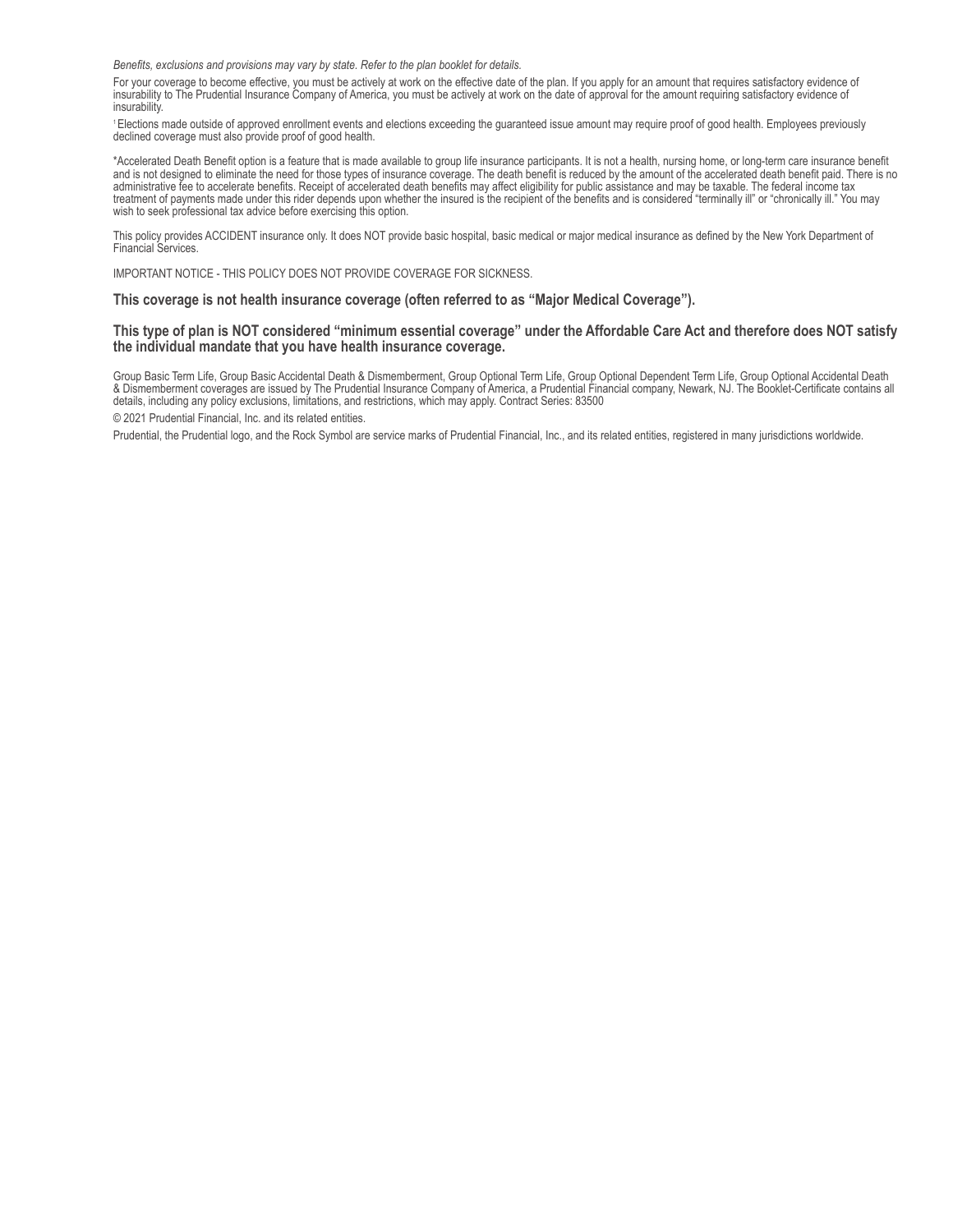*Benefits, exclusions and provisions may vary by state. Refer to the plan booklet for details.*

For your coverage to become effective, you must be actively at work on the effective date of the plan. If you apply for an amount that requires satisfactory evidence of insurability to The Prudential Insurance Company of America, you must be actively at work on the date of approval for the amount requiring satisfactory evidence of insurability.

† Elections made outside of approved enrollment events and elections exceeding the guaranteed issue amount may require proof of good health. Employees previously declined coverage must also provide proof of good health.

*Accelerated Death Benefit option is a feature that is made available to group life insurance participants. It is not a health, nursing home, or long-term care insurance benefit and is not designed to eliminate the need for those types of insurance coverage. The death benefit is reduced by the amount of the accelerated death benefit paid. There is no administrative fee to accelerate benefits. Receipt of accelerated death benefits may affect eligibility for public assistance and may be taxable. The federal income tax treatment of payments made under this rider depends upon whether the insured is the recipient of the benefits and is considered "terminally ill" or "chronically ill." You may wish to seek professional tax advice before exercising this option.

This policy provides ACCIDENT insurance only. It does NOT provide basic hospital, basic medical or major medical insurance as defined by the New York Department of Financial Services.

IMPORTANT NOTICE - THIS POLICY DOES NOT PROVIDE COVERAGE FOR SICKNESS.

**This coverage is not health insurance coverage (often referred to as "Major Medical Coverage").**

**This type of plan is NOT considered "minimum essential coverage" under the Affordable Care Act and therefore does NOT satisfy the individual mandate that you have health insurance coverage.**

Group Basic Term Life, Group Basic Accidental Death & Dismemberment, Group Optional Term Life, Group Optional Dependent Term Life, Group Optional Accidental Death & Dismemberment coverages are issued by The Prudential Insurance Company of America, a Prudential Financial company, Newark, NJ. The Booklet-Certificate contains all details, including any policy exclusions, limitations, and restrictions, which may apply. Contract Series: 83500

© 2021 Prudential Financial, Inc. and its related entities.

Prudential, the Prudential logo, and the Rock Symbol are service marks of Prudential Financial, Inc., and its related entities, registered in many jurisdictions worldwide.